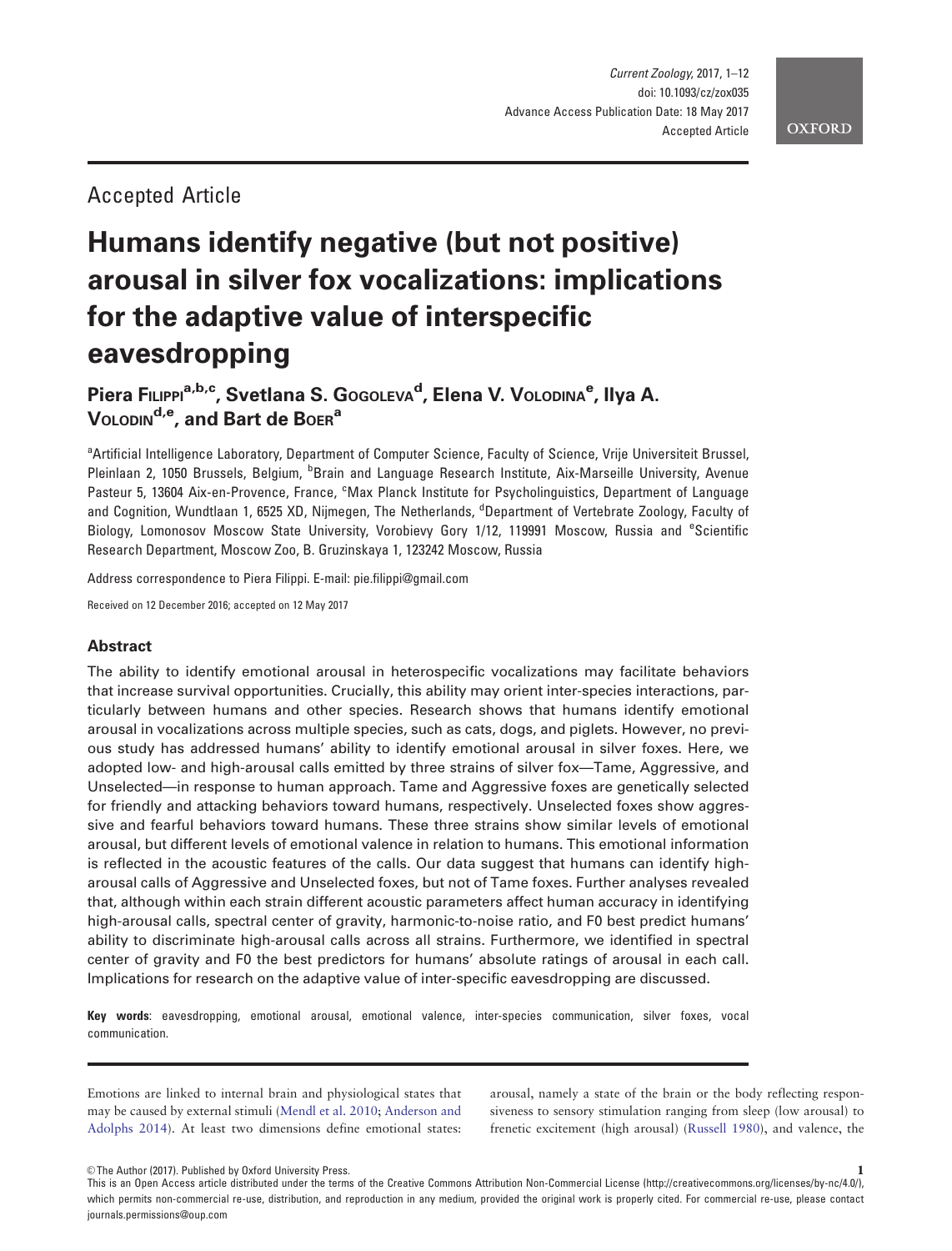Accepted Article

# Humans identify negative (but not positive) arousal in silver fox vocalizations: implications for the adaptive value of interspecific eavesdropping

**Piera Filippi[a,b,c], Svetlana S. Gogoleva[d], Elena V. Volodina[e], Ilya A. Volodin[d,e], and Bart de Boer[a]**

[a]Artificial Intelligence Laboratory, Department of Computer Science, Faculty of Science, Vrije Universiteit Brussel, Pleinlaan 2, 1050 Brussels, Belgium, [b]Brain and Language Research Institute, Aix-Marseille University, Avenue Pasteur 5, 13604 Aix-en-Provence, France, [c]Max Planck Institute for Psycholinguistics, Department of Language and Cognition, Wundtlaan 1, 6525 XD, Nijmegen, The Netherlands, [d]Department of Vertebrate Zoology, Faculty of Biology, Lomonosov Moscow State University, Vorobievy Gory 1/12, 119991 Moscow, Russia and [e]Scientific Research Department, Moscow Zoo, B. Gruzinskaya 1, 123242 Moscow, Russia

Address correspondence to Piera Filippi. E-mail: pie.filippi@gmail.com

Received on 12 December 2016; accepted on 12 May 2017

## Abstract

The ability to identify emotional arousal in heterospecific vocalizations may facilitate behaviors that increase survival opportunities. Crucially, this ability may orient inter-species interactions, particularly between humans and other species. Research shows that humans identify emotional arousal in vocalizations across multiple species, such as cats, dogs, and piglets. However, no previous study has addressed humans' ability to identify emotional arousal in silver foxes. Here, we adopted low- and high-arousal calls emitted by three strains of silver fox—Tame, Aggressive, and Unselected—in response to human approach. Tame and Aggressive foxes are genetically selected for friendly and attacking behaviors toward humans, respectively. Unselected foxes show aggressive and fearful behaviors toward humans. These three strains show similar levels of emotional arousal, but different levels of emotional valence in relation to humans. This emotional information is reflected in the acoustic features of the calls. Our data suggest that humans can identify high-arousal calls of Aggressive and Unselected foxes, but not of Tame foxes. Further analyses revealed that, although within each strain different acoustic parameters affect human accuracy in identifying high-arousal calls, spectral center of gravity, harmonic-to-noise ratio, and F0 best predict humans' ability to discriminate high-arousal calls across all strains. Furthermore, we identified in spectral center of gravity and F0 the best predictors for humans' absolute ratings of arousal in each call. Implications for research on the adaptive value of inter-specific eavesdropping are discussed.

**Key words**: eavesdropping, emotional arousal, emotional valence, inter-species communication, silver foxes, vocal communication.

Emotions are linked to internal brain and physiological states that may be caused by external stimuli (Mendl et al. 2010; Anderson and Adolphs 2014). At least two dimensions define emotional states: arousal, namely a state of the brain or the body reflecting responsiveness to sensory stimulation ranging from sleep (low arousal) to frenetic excitement (high arousal) (Russell 1980), and valence, the

© The Author (2017). Published by Oxford University Press.

This is an Open Access article distributed under the terms of the Creative Commons Attribution Non-Commercial License (http://creativecommons.org/licenses/by-nc/4.0/), which permits non-commercial re-use, distribution, and reproduction in any medium, provided the original work is properly cited. For commercial re-use, please contact journals.permissions@oup.com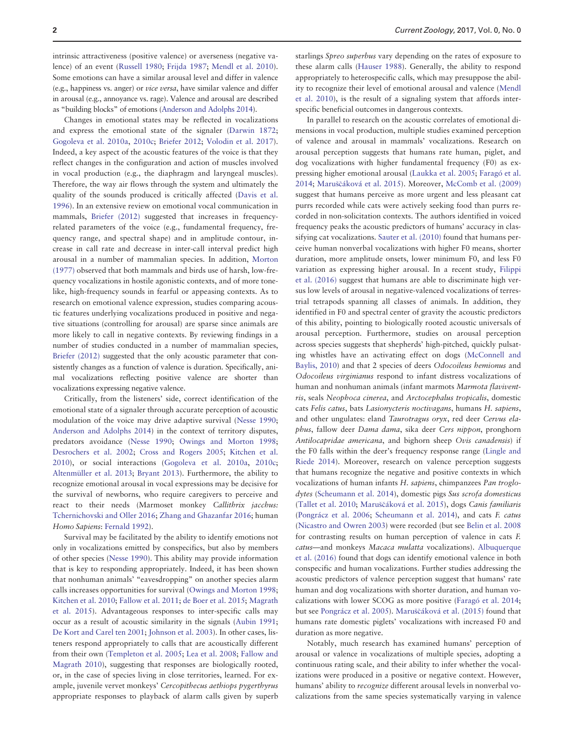intrinsic attractiveness (positive valence) or averseness (negative valence) of an event (Russell 1980; Frijda 1987; Mendl et al. 2010). Some emotions can have a similar arousal level and differ in valence (e.g., happiness vs. anger) or *vice versa*, have similar valence and differ in arousal (e.g., annoyance vs. rage). Valence and arousal are described as "building blocks" of emotions (Anderson and Adolphs 2014).

Changes in emotional states may be reflected in vocalizations and express the emotional state of the signaler (Darwin 1872; Gogoleva et al. 2010a, 2010c; Briefer 2012; Volodin et al. 2017). Indeed, a key aspect of the acoustic features of the voice is that they reflect changes in the configuration and action of muscles involved in vocal production (e.g., the diaphragm and laryngeal muscles). Therefore, the way air flows through the system and ultimately the quality of the sounds produced is critically affected (Davis et al. 1996). In an extensive review on emotional vocal communication in mammals, Briefer (2012) suggested that increases in frequency-related parameters of the voice (e.g., fundamental frequency, frequency range, and spectral shape) and in amplitude contour, increase in call rate and decrease in inter-call interval predict high arousal in a number of mammalian species. In addition, Morton (1977) observed that both mammals and birds use of harsh, low-frequency vocalizations in hostile agonistic contexts, and of more tone-like, high-frequency sounds in fearful or appeasing contexts. As to research on emotional valence expression, studies comparing acoustic features underlying vocalizations produced in positive and negative situations (controlling for arousal) are sparse since animals are more likely to call in negative contexts. By reviewing findings in a number of studies conducted in a number of mammalian species, Briefer (2012) suggested that the only acoustic parameter that consistently changes as a function of valence is duration. Specifically, animal vocalizations reflecting positive valence are shorter than vocalizations expressing negative valence.

Critically, from the listeners' side, correct identification of the emotional state of a signaler through accurate perception of acoustic modulation of the voice may drive adaptive survival (Nesse 1990; Anderson and Adolphs 2014) in the context of territory disputes, predators avoidance (Nesse 1990; Owings and Morton 1998; Desrochers et al. 2002; Cross and Rogers 2005; Kitchen et al. 2010), or social interactions (Gogoleva et al. 2010a, 2010c; Altenmüller et al. 2013; Bryant 2013). Furthermore, the ability to recognize emotional arousal in vocal expressions may be decisive for the survival of newborns, who require caregivers to perceive and react to their needs (Marmoset monkey *Callithrix jacchus*: Tchernichovski and Oller 2016; Zhang and Ghazanfar 2016; human *Homo Sapiens*: Fernald 1992).

Survival may be facilitated by the ability to identify emotions not only in vocalizations emitted by conspecifics, but also by members of other species (Nesse 1990). This ability may provide information that is key to responding appropriately. Indeed, it has been shown that nonhuman animals' "eavesdropping" on another species alarm calls increases opportunities for survival (Owings and Morton 1998; Kitchen et al. 2010; Fallow et al. 2011; de Boer et al. 2015; Magrath et al. 2015). Advantageous responses to inter-specific calls may occur as a result of acoustic similarity in the signals (Aubin 1991; De Kort and Carel ten 2001; Johnson et al. 2003). In other cases, listeners respond appropriately to calls that are acoustically different from their own (Templeton et al. 2005; Lea et al. 2008; Fallow and Magrath 2010), suggesting that responses are biologically rooted, or, in the case of species living in close territories, learned. For example, juvenile vervet monkeys' *Cercopithecus aethiops pygerthyrus* appropriate responses to playback of alarm calls given by superb starlings *Spreo superbus* vary depending on the rates of exposure to these alarm calls (Hauser 1988). Generally, the ability to respond appropriately to heterospecific calls, which may presuppose the ability to recognize their level of emotional arousal and valence (Mendl et al. 2010), is the result of a signaling system that affords interspecific beneficial outcomes in dangerous contexts.

In parallel to research on the acoustic correlates of emotional dimensions in vocal production, multiple studies examined perception of valence and arousal in mammals' vocalizations. Research on arousal perception suggests that humans rate human, piglet, and dog vocalizations with higher fundamental frequency (F0) as expressing higher emotional arousal (Laukka et al. 2005; Faragó et al. 2014; Maruščáková et al. 2015). Moreover, McComb et al. (2009) suggest that humans perceive as more urgent and less pleasant cat purrs recorded while cats were actively seeking food than purrs recorded in non-solicitation contexts. The authors identified in voiced frequency peaks the acoustic predictors of humans' accuracy in classifying cat vocalizations. Sauter et al. (2010) found that humans perceive human nonverbal vocalizations with higher F0 means, shorter duration, more amplitude onsets, lower minimum F0, and less F0 variation as expressing higher arousal. In a recent study, Filippi et al. (2016) suggest that humans are able to discriminate high versus low levels of arousal in negative-valenced vocalizations of terrestrial tetrapods spanning all classes of animals. In addition, they identified in F0 and spectral center of gravity the acoustic predictors of this ability, pointing to biologically rooted acoustic universals of arousal perception. Furthermore, studies on arousal perception across species suggests that shepherds' high-pitched, quickly pulsating whistles have an activating effect on dogs (McConnell and Baylis, 2010) and that 2 species of deers *Odocoileus hemionus* and *Odocoileus virginianus* respond to infant distress vocalizations of human and nonhuman animals (infant marmots *Marmota flaviventris*, seals *Neophoca cinerea*, and *Arctocephalus tropicalis*, domestic cats *Felis catus*, bats *Lasionycteris noctivagans*, humans *H. sapiens*, and other ungulates: eland *Taurotragus oryx*, red deer *Cervus elaphus*, fallow deer *Dama dama*, sika deer *Cers nippon*, pronghorn *Antilocapridae americana*, and bighorn sheep *Ovis canadensis*) if the F0 falls within the deer's frequency response range (Lingle and Riede 2014). Moreover, research on valence perception suggests that humans recognize the negative and positive contexts in which vocalizations of human infants *H. sapiens*, chimpanzees *Pan troglodytes* (Scheumann et al. 2014), domestic pigs *Sus scrofa domesticus* (Tallet et al. 2010; Maruščáková et al. 2015), dogs *Canis familiaris* (Pongrácz et al. 2006; Scheumann et al. 2014), and cats *F. catus* (Nicastro and Owren 2003) were recorded (but see Belin et al. 2008 for contrasting results on human perception of valence in cats *F. catus*—and monkeys *Macaca mulatta* vocalizations). Albuquerque et al. (2016) found that dogs can identify emotional valence in both conspecific and human vocalizations. Further studies addressing the acoustic predictors of valence perception suggest that humans' rate human and dog vocalizations with shorter duration, and human vocalizations with lower SCOG as more positive (Faragó et al. 2014; but see Pongrácz et al. 2005). Maruščáková et al. (2015) found that humans rate domestic piglets' vocalizations with increased F0 and duration as more negative.

Notably, much research has examined humans' perception of arousal or valence in vocalizations of multiple species, adopting a continuous rating scale, and their ability to infer whether the vocalizations were produced in a positive or negative context. However, humans' ability to *recognize* different arousal levels in nonverbal vocalizations from the same species systematically varying in valence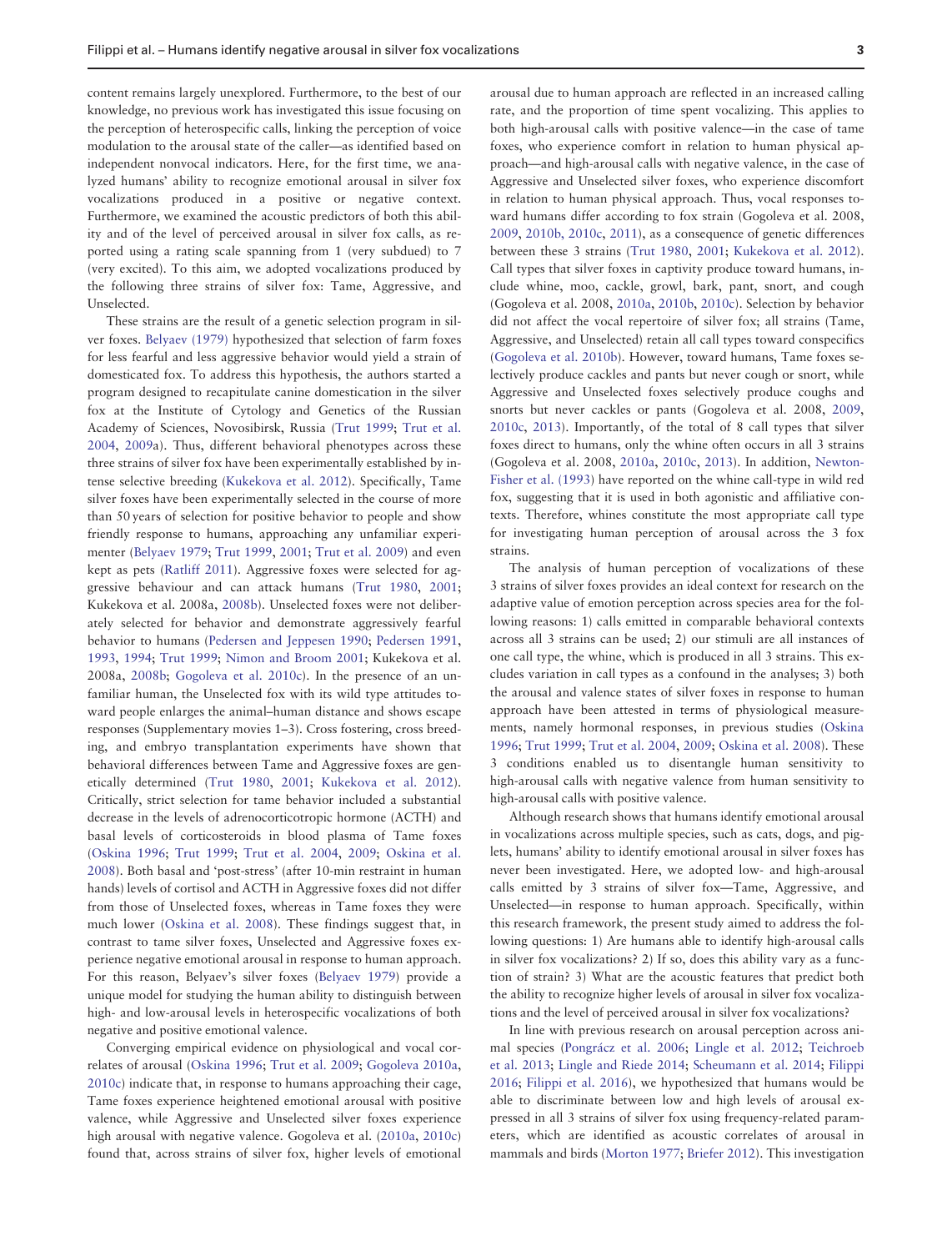content remains largely unexplored. Furthermore, to the best of our knowledge, no previous work has investigated this issue focusing on the perception of heterospecific calls, linking the perception of voice modulation to the arousal state of the caller—as identified based on independent nonvocal indicators. Here, for the first time, we analyzed humans' ability to recognize emotional arousal in silver fox vocalizations produced in a positive or negative context. Furthermore, we examined the acoustic predictors of both this ability and of the level of perceived arousal in silver fox calls, as reported using a rating scale spanning from 1 (very subdued) to 7 (very excited). To this aim, we adopted vocalizations produced by the following three strains of silver fox: Tame, Aggressive, and Unselected.

These strains are the result of a genetic selection program in silver foxes. Belyaev (1979) hypothesized that selection of farm foxes for less fearful and less aggressive behavior would yield a strain of domesticated fox. To address this hypothesis, the authors started a program designed to recapitulate canine domestication in the silver fox at the Institute of Cytology and Genetics of the Russian Academy of Sciences, Novosibirsk, Russia (Trut 1999; Trut et al. 2004, 2009a). Thus, different behavioral phenotypes across these three strains of silver fox have been experimentally established by intense selective breeding (Kukekova et al. 2012). Specifically, Tame silver foxes have been experimentally selected in the course of more than 50 years of selection for positive behavior to people and show friendly response to humans, approaching any unfamiliar experimenter (Belyaev 1979; Trut 1999, 2001; Trut et al. 2009) and even kept as pets (Ratliff 2011). Aggressive foxes were selected for aggressive behaviour and can attack humans (Trut 1980, 2001; Kukekova et al. 2008a, 2008b). Unselected foxes were not deliberately selected for behavior and demonstrate aggressively fearful behavior to humans (Pedersen and Jeppesen 1990; Pedersen 1991, 1993, 1994; Trut 1999; Nimon and Broom 2001; Kukekova et al. 2008a, 2008b; Gogoleva et al. 2010c). In the presence of an unfamiliar human, the Unselected fox with its wild type attitudes toward people enlarges the animal–human distance and shows escape responses (Supplementary movies 1–3). Cross fostering, cross breeding, and embryo transplantation experiments have shown that behavioral differences between Tame and Aggressive foxes are genetically determined (Trut 1980, 2001; Kukekova et al. 2012). Critically, strict selection for tame behavior included a substantial decrease in the levels of adrenocorticotropic hormone (ACTH) and basal levels of corticosteroids in blood plasma of Tame foxes (Oskina 1996; Trut 1999; Trut et al. 2004, 2009; Oskina et al. 2008). Both basal and 'post-stress' (after 10-min restraint in human hands) levels of cortisol and ACTH in Aggressive foxes did not differ from those of Unselected foxes, whereas in Tame foxes they were much lower (Oskina et al. 2008). These findings suggest that, in contrast to tame silver foxes, Unselected and Aggressive foxes experience negative emotional arousal in response to human approach. For this reason, Belyaev's silver foxes (Belyaev 1979) provide a unique model for studying the human ability to distinguish between high- and low-arousal levels in heterospecific vocalizations of both negative and positive emotional valence.

Converging empirical evidence on physiological and vocal correlates of arousal (Oskina 1996; Trut et al. 2009; Gogoleva 2010a, 2010c) indicate that, in response to humans approaching their cage, Tame foxes experience heightened emotional arousal with positive valence, while Aggressive and Unselected silver foxes experience high arousal with negative valence. Gogoleva et al. (2010a, 2010c) found that, across strains of silver fox, higher levels of emotional arousal due to human approach are reflected in an increased calling rate, and the proportion of time spent vocalizing. This applies to both high-arousal calls with positive valence—in the case of tame foxes, who experience comfort in relation to human physical approach—and high-arousal calls with negative valence, in the case of Aggressive and Unselected silver foxes, who experience discomfort in relation to human physical approach. Thus, vocal responses toward humans differ according to fox strain (Gogoleva et al. 2008, 2009, 2010b, 2010c, 2011), as a consequence of genetic differences between these 3 strains (Trut 1980, 2001; Kukekova et al. 2012). Call types that silver foxes in captivity produce toward humans, include whine, moo, cackle, growl, bark, pant, snort, and cough (Gogoleva et al. 2008, 2010a, 2010b, 2010c). Selection by behavior did not affect the vocal repertoire of silver fox; all strains (Tame, Aggressive, and Unselected) retain all call types toward conspecifics (Gogoleva et al. 2010b). However, toward humans, Tame foxes selectively produce cackles and pants but never cough or snort, while Aggressive and Unselected foxes selectively produce coughs and snorts but never cackles or pants (Gogoleva et al. 2008, 2009, 2010c, 2013). Importantly, of the total of 8 call types that silver foxes direct to humans, only the whine often occurs in all 3 strains (Gogoleva et al. 2008, 2010a, 2010c, 2013). In addition, Newton-Fisher et al. (1993) have reported on the whine call-type in wild red fox, suggesting that it is used in both agonistic and affiliative contexts. Therefore, whines constitute the most appropriate call type for investigating human perception of arousal across the 3 fox strains.

The analysis of human perception of vocalizations of these 3 strains of silver foxes provides an ideal context for research on the adaptive value of emotion perception across species area for the following reasons: 1) calls emitted in comparable behavioral contexts across all 3 strains can be used; 2) our stimuli are all instances of one call type, the whine, which is produced in all 3 strains. This excludes variation in call types as a confound in the analyses; 3) both the arousal and valence states of silver foxes in response to human approach have been attested in terms of physiological measurements, namely hormonal responses, in previous studies (Oskina 1996; Trut 1999; Trut et al. 2004, 2009; Oskina et al. 2008). These 3 conditions enabled us to disentangle human sensitivity to high-arousal calls with negative valence from human sensitivity to high-arousal calls with positive valence.

Although research shows that humans identify emotional arousal in vocalizations across multiple species, such as cats, dogs, and piglets, humans' ability to identify emotional arousal in silver foxes has never been investigated. Here, we adopted low- and high-arousal calls emitted by 3 strains of silver fox—Tame, Aggressive, and Unselected—in response to human approach. Specifically, within this research framework, the present study aimed to address the following questions: 1) Are humans able to identify high-arousal calls in silver fox vocalizations? 2) If so, does this ability vary as a function of strain? 3) What are the acoustic features that predict both the ability to recognize higher levels of arousal in silver fox vocalizations and the level of perceived arousal in silver fox vocalizations?

In line with previous research on arousal perception across animal species (Pongrácz et al. 2006; Lingle et al. 2012; Teichroeb et al. 2013; Lingle and Riede 2014; Scheumann et al. 2014; Filippi 2016; Filippi et al. 2016), we hypothesized that humans would be able to discriminate between low and high levels of arousal expressed in all 3 strains of silver fox using frequency-related parameters, which are identified as acoustic correlates of arousal in mammals and birds (Morton 1977; Briefer 2012). This investigation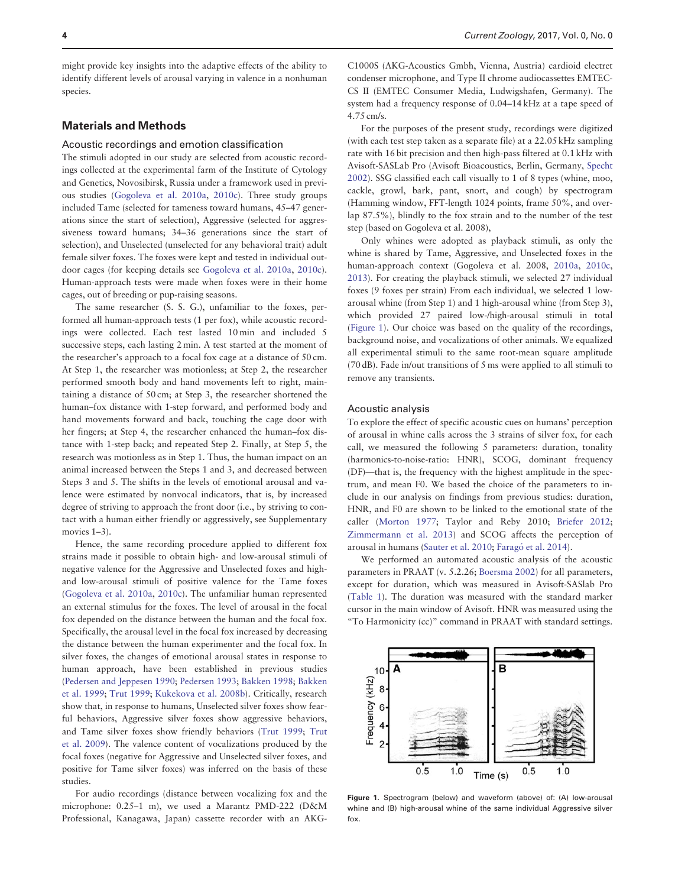might provide key insights into the adaptive effects of the ability to identify different levels of arousal varying in valence in a nonhuman species.

## Materials and Methods

### Acoustic recordings and emotion classification

The stimuli adopted in our study are selected from acoustic recordings collected at the experimental farm of the Institute of Cytology and Genetics, Novosibirsk, Russia under a framework used in previous studies (Gogoleva et al. 2010a, 2010c). Three study groups included Tame (selected for tameness toward humans, 45–47 generations since the start of selection), Aggressive (selected for aggressiveness toward humans; 34–36 generations since the start of selection), and Unselected (unselected for any behavioral trait) adult female silver foxes. The foxes were kept and tested in individual outdoor cages (for keeping details see Gogoleva et al. 2010a, 2010c). Human-approach tests were made when foxes were in their home cages, out of breeding or pup-raising seasons.

The same researcher (S. S. G.), unfamiliar to the foxes, performed all human-approach tests (1 per fox), while acoustic recordings were collected. Each test lasted 10 min and included 5 successive steps, each lasting 2 min. A test started at the moment of the researcher's approach to a focal fox cage at a distance of 50 cm. At Step 1, the researcher was motionless; at Step 2, the researcher performed smooth body and hand movements left to right, maintaining a distance of 50 cm; at Step 3, the researcher shortened the human–fox distance with 1-step forward, and performed body and hand movements forward and back, touching the cage door with her fingers; at Step 4, the researcher enhanced the human–fox distance with 1-step back; and repeated Step 2. Finally, at Step 5, the research was motionless as in Step 1. Thus, the human impact on an animal increased between the Steps 1 and 3, and decreased between Steps 3 and 5. The shifts in the levels of emotional arousal and valence were estimated by nonvocal indicators, that is, by increased degree of striving to approach the front door (i.e., by striving to contact with a human either friendly or aggressively, see Supplementary movies 1–3).

Hence, the same recording procedure applied to different fox strains made it possible to obtain high- and low-arousal stimuli of negative valence for the Aggressive and Unselected foxes and high- and low-arousal stimuli of positive valence for the Tame foxes (Gogoleva et al. 2010a, 2010c). The unfamiliar human represented an external stimulus for the foxes. The level of arousal in the focal fox depended on the distance between the human and the focal fox. Specifically, the arousal level in the focal fox increased by decreasing the distance between the human experimenter and the focal fox. In silver foxes, the changes of emotional arousal states in response to human approach, have been established in previous studies (Pedersen and Jeppesen 1990; Pedersen 1993; Bakken 1998; Bakken et al. 1999; Trut 1999; Kukekova et al. 2008b). Critically, research show that, in response to humans, Unselected silver foxes show fearful behaviors, Aggressive silver foxes show aggressive behaviors, and Tame silver foxes show friendly behaviors (Trut 1999; Trut et al. 2009). The valence content of vocalizations produced by the focal foxes (negative for Aggressive and Unselected silver foxes, and positive for Tame silver foxes) was inferred on the basis of these studies.

For audio recordings (distance between vocalizing fox and the microphone: 0.25–1 m), we used a Marantz PMD-222 (D&M Professional, Kanagawa, Japan) cassette recorder with an AKG-C1000S (AKG-Acoustics Gmbh, Vienna, Austria) cardioid electret condenser microphone, and Type II chrome audiocassettes EMTEC-CS II (EMTEC Consumer Media, Ludwigshafen, Germany). The system had a frequency response of 0.04–14 kHz at a tape speed of 4.75 cm/s.

For the purposes of the present study, recordings were digitized (with each test step taken as a separate file) at a 22.05 kHz sampling rate with 16 bit precision and then high-pass filtered at 0.1 kHz with Avisoft-SASLab Pro (Avisoft Bioacoustics, Berlin, Germany, Specht 2002). SSG classified each call visually to 1 of 8 types (whine, moo, cackle, growl, bark, pant, snort, and cough) by spectrogram (Hamming window, FFT-length 1024 points, frame 50%, and overlap 87.5%), blindly to the fox strain and to the number of the test step (based on Gogoleva et al. 2008),

Only whines were adopted as playback stimuli, as only the whine is shared by Tame, Aggressive, and Unselected foxes in the human-approach context (Gogoleva et al. 2008, 2010a, 2010c, 2013). For creating the playback stimuli, we selected 27 individual foxes (9 foxes per strain) From each individual, we selected 1 low-arousal whine (from Step 1) and 1 high-arousal whine (from Step 3), which provided 27 paired low-/high-arousal stimuli in total (Figure 1). Our choice was based on the quality of the recordings, background noise, and vocalizations of other animals. We equalized all experimental stimuli to the same root-mean square amplitude (70 dB). Fade in/out transitions of 5 ms were applied to all stimuli to remove any transients.

### Acoustic analysis

To explore the effect of specific acoustic cues on humans' perception of arousal in whine calls across the 3 strains of silver fox, for each call, we measured the following 5 parameters: duration, tonality (harmonics-to-noise-ratio: HNR), SCOG, dominant frequency (DF)—that is, the frequency with the highest amplitude in the spectrum, and mean F0. We based the choice of the parameters to include in our analysis on findings from previous studies: duration, HNR, and F0 are shown to be linked to the emotional state of the caller (Morton 1977; Taylor and Reby 2010; Briefer 2012; Zimmermann et al. 2013) and SCOG affects the perception of arousal in humans (Sauter et al. 2010; Faragó et al. 2014).

We performed an automated acoustic analysis of the acoustic parameters in PRAAT (v. 5.2.26; Boersma 2002) for all parameters, except for duration, which was measured in Avisoft-SASlab Pro (Table 1). The duration was measured with the standard marker cursor in the main window of Avisoft. HNR was measured using the "To Harmonicity (cc)" command in PRAAT with standard settings.

**Figure 1.** Spectrogram (below) and waveform (above) of: (A) low-arousal whine and (B) high-arousal whine of the same individual Aggressive silver fox.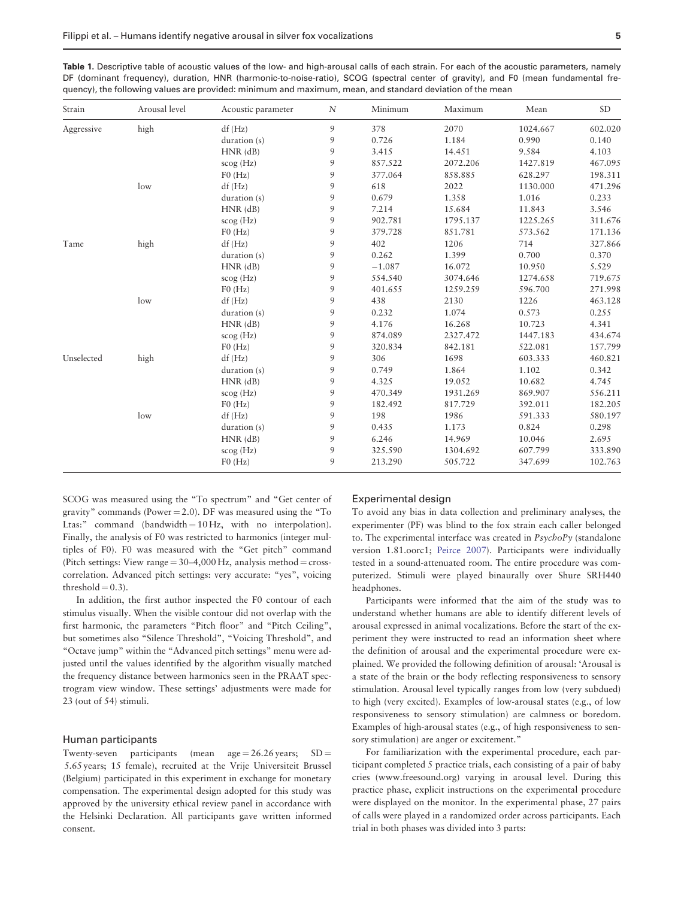**Table 1.** Descriptive table of acoustic values of the low- and high-arousal calls of each strain. For each of the acoustic parameters, namely DF (dominant frequency), duration, HNR (harmonic-to-noise-ratio), SCOG (spectral center of gravity), and F0 (mean fundamental frequency), the following values are provided: minimum and maximum, mean, and standard deviation of the mean

| Strain | Arousal level | Acoustic parameter | N | Minimum | Maximum | Mean | SD |
|---|---|---|---|---|---|---|---|
| Aggressive | high | df (Hz) | 9 | 378 | 2070 | 1024.667 | 602.020 |
| | | duration (s) | 9 | 0.726 | 1.184 | 0.990 | 0.140 |
| | | HNR (dB) | 9 | 3.415 | 14.451 | 9.584 | 4.103 |
| | | scog (Hz) | 9 | 857.522 | 2072.206 | 1427.819 | 467.095 |
| | | F0 (Hz) | 9 | 377.064 | 858.885 | 628.297 | 198.311 |
| | low | df (Hz) | 9 | 618 | 2022 | 1130.000 | 471.296 |
| | | duration (s) | 9 | 0.679 | 1.358 | 1.016 | 0.233 |
| | | HNR (dB) | 9 | 7.214 | 15.684 | 11.843 | 3.546 |
| | | scog (Hz) | 9 | 902.781 | 1795.137 | 1225.265 | 311.676 |
| | | F0 (Hz) | 9 | 379.728 | 851.781 | 573.562 | 171.136 |
| Tame | high | df (Hz) | 9 | 402 | 1206 | 714 | 327.866 |
| | | duration (s) | 9 | 0.262 | 1.399 | 0.700 | 0.370 |
| | | HNR (dB) | 9 | −1.087 | 16.072 | 10.950 | 5.529 |
| | | scog (Hz) | 9 | 554.540 | 3074.646 | 1274.658 | 719.675 |
| | | F0 (Hz) | 9 | 401.655 | 1259.259 | 596.700 | 271.998 |
| | low | df (Hz) | 9 | 438 | 2130 | 1226 | 463.128 |
| | | duration (s) | 9 | 0.232 | 1.074 | 0.573 | 0.255 |
| | | HNR (dB) | 9 | 4.176 | 16.268 | 10.723 | 4.341 |
| | | scog (Hz) | 9 | 874.089 | 2327.472 | 1447.183 | 434.674 |
| | | F0 (Hz) | 9 | 320.834 | 842.181 | 522.081 | 157.799 |
| Unselected | high | df (Hz) | 9 | 306 | 1698 | 603.333 | 460.821 |
| | | duration (s) | 9 | 0.749 | 1.864 | 1.102 | 0.342 |
| | | HNR (dB) | 9 | 4.325 | 19.052 | 10.682 | 4.745 |
| | | scog (Hz) | 9 | 470.349 | 1931.269 | 869.907 | 556.211 |
| | | F0 (Hz) | 9 | 182.492 | 817.729 | 392.011 | 182.205 |
| | low | df (Hz) | 9 | 198 | 1986 | 591.333 | 580.197 |
| | | duration (s) | 9 | 0.435 | 1.173 | 0.824 | 0.298 |
| | | HNR (dB) | 9 | 6.246 | 14.969 | 10.046 | 2.695 |
| | | scog (Hz) | 9 | 325.590 | 1304.692 | 607.799 | 333.890 |
| | | F0 (Hz) | 9 | 213.290 | 505.722 | 347.699 | 102.763 |

SCOG was measured using the "To spectrum" and "Get center of gravity" commands (Power = 2.0). DF was measured using the "To Ltas:" command (bandwidth = 10 Hz, with no interpolation). Finally, the analysis of F0 was restricted to harmonics (integer multiples of F0). F0 was measured with the "Get pitch" command (Pitch settings: View range = 30–4,000 Hz, analysis method = cross-correlation. Advanced pitch settings: very accurate: "yes", voicing threshold = 0.3).

In addition, the first author inspected the F0 contour of each stimulus visually. When the visible contour did not overlap with the first harmonic, the parameters "Pitch floor" and "Pitch Ceiling", but sometimes also "Silence Threshold", "Voicing Threshold", and "Octave jump" within the "Advanced pitch settings" menu were adjusted until the values identified by the algorithm visually matched the frequency distance between harmonics seen in the PRAAT spectrogram view window. These settings' adjustments were made for 23 (out of 54) stimuli.

## Human participants

Twenty-seven participants (mean age = 26.26 years; SD = 5.65 years; 15 female), recruited at the Vrije Universiteit Brussel (Belgium) participated in this experiment in exchange for monetary compensation. The experimental design adopted for this study was approved by the university ethical review panel in accordance with the Helsinki Declaration. All participants gave written informed consent.

## Experimental design

To avoid any bias in data collection and preliminary analyses, the experimenter (PF) was blind to the fox strain each caller belonged to. The experimental interface was created in *PsychoPy* (standalone version 1.81.oorc1; Peirce 2007). Participants were individually tested in a sound-attenuated room. The entire procedure was computerized. Stimuli were played binaurally over Shure SRH440 headphones.

Participants were informed that the aim of the study was to understand whether humans are able to identify different levels of arousal expressed in animal vocalizations. Before the start of the experiment they were instructed to read an information sheet where the definition of arousal and the experimental procedure were explained. We provided the following definition of arousal: 'Arousal is a state of the brain or the body reflecting responsiveness to sensory stimulation. Arousal level typically ranges from low (very subdued) to high (very excited). Examples of low-arousal states (e.g., of low responsiveness to sensory stimulation) are calmness or boredom. Examples of high-arousal states (e.g., of high responsiveness to sensory stimulation) are anger or excitement."

For familiarization with the experimental procedure, each participant completed 5 practice trials, each consisting of a pair of baby cries (www.freesound.org) varying in arousal level. During this practice phase, explicit instructions on the experimental procedure were displayed on the monitor. In the experimental phase, 27 pairs of calls were played in a randomized order across participants. Each trial in both phases was divided into 3 parts: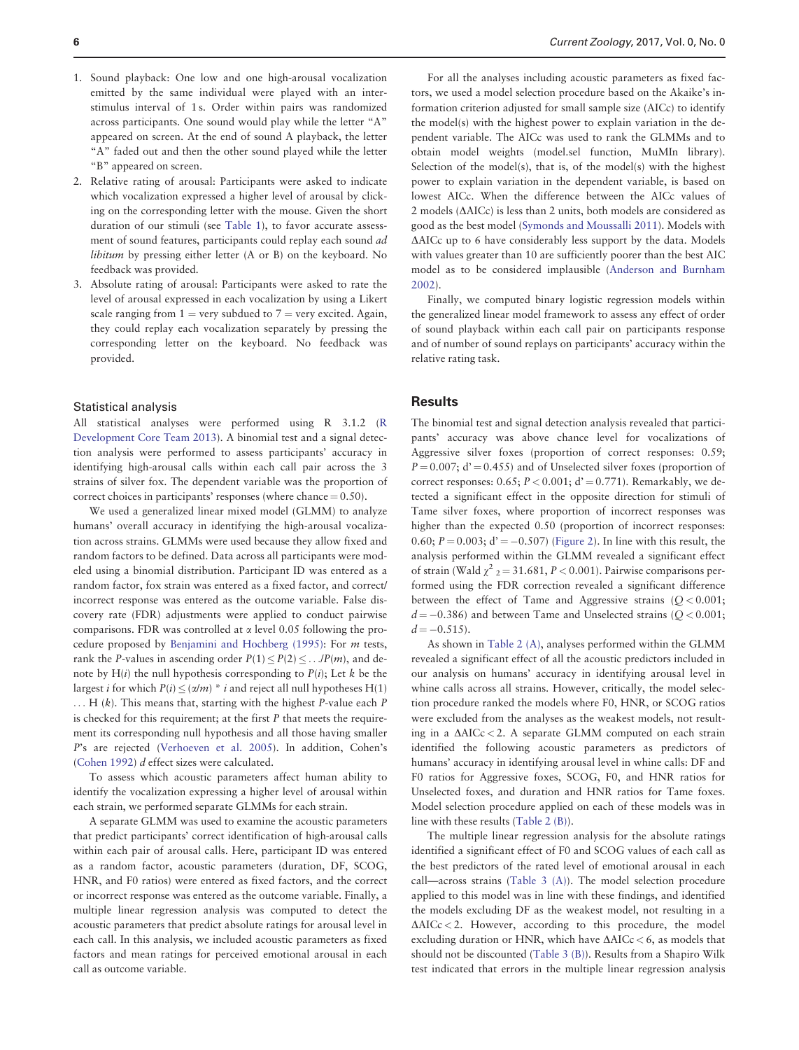1. Sound playback: One low and one high-arousal vocalization emitted by the same individual were played with an inter-stimulus interval of 1 s. Order within pairs was randomized across participants. One sound would play while the letter "A" appeared on screen. At the end of sound A playback, the letter "A" faded out and then the other sound played while the letter "B" appeared on screen.
2. Relative rating of arousal: Participants were asked to indicate which vocalization expressed a higher level of arousal by clicking on the corresponding letter with the mouse. Given the short duration of our stimuli (see Table 1), to favor accurate assessment of sound features, participants could replay each sound *ad libitum* by pressing either letter (A or B) on the keyboard. No feedback was provided.
3. Absolute rating of arousal: Participants were asked to rate the level of arousal expressed in each vocalization by using a Likert scale ranging from 1 = very subdued to 7 = very excited. Again, they could replay each vocalization separately by pressing the corresponding letter on the keyboard. No feedback was provided.

### Statistical analysis

All statistical analyses were performed using R 3.1.2 (R Development Core Team 2013). A binomial test and a signal detection analysis were performed to assess participants' accuracy in identifying high-arousal calls within each call pair across the 3 strains of silver fox. The dependent variable was the proportion of correct choices in participants' responses (where chance = 0.50).

We used a generalized linear mixed model (GLMM) to analyze humans' overall accuracy in identifying the high-arousal vocalization across strains. GLMMs were used because they allow fixed and random factors to be defined. Data across all participants were modeled using a binomial distribution. Participant ID was entered as a random factor, fox strain was entered as a fixed factor, and correct/incorrect response was entered as the outcome variable. False discovery rate (FDR) adjustments were applied to conduct pairwise comparisons. FDR was controlled at $\alpha$ level 0.05 following the procedure proposed by Benjamini and Hochberg (1995): For $m$ tests, rank the $P$-values in ascending order $P(1) \leq P(2) \leq \ldots /P(m)$, and denote by H($i$) the null hypothesis corresponding to $P(i)$; Let $k$ be the largest $i$ for which $P(i) \leq (\alpha/m) * i$ and reject all null hypotheses H(1) … H ($k$). This means that, starting with the highest $P$-value each $P$ is checked for this requirement; at the first $P$ that meets the requirement its corresponding null hypothesis and all those having smaller $P$'s are rejected (Verhoeven et al. 2005). In addition, Cohen's (Cohen 1992) $d$ effect sizes were calculated.

To assess which acoustic parameters affect human ability to identify the vocalization expressing a higher level of arousal within each strain, we performed separate GLMMs for each strain.

A separate GLMM was used to examine the acoustic parameters that predict participants' correct identification of high-arousal calls within each pair of arousal calls. Here, participant ID was entered as a random factor, acoustic parameters (duration, DF, SCOG, HNR, and F0 ratios) were entered as fixed factors, and the correct or incorrect response was entered as the outcome variable. Finally, a multiple linear regression analysis was computed to detect the acoustic parameters that predict absolute ratings for arousal level in each call. In this analysis, we included acoustic parameters as fixed factors and mean ratings for perceived emotional arousal in each call as outcome variable.

For all the analyses including acoustic parameters as fixed factors, we used a model selection procedure based on the Akaike's information criterion adjusted for small sample size (AICc) to identify the model(s) with the higher power to explain variation in the dependent variable. The AICc was used to rank the GLMMs and to obtain model weights (model.sel function, MuMIn library). Selection of the model(s), that is, of the model(s) with the highest power to explain variation in the dependent variable, is based on lowest AICc. When the difference between the AICc values of 2 models (ΔAICc) is less than 2 units, both models are considered as good as the best model (Symonds and Moussalli 2011). Models with ΔAICc up to 6 have considerably less support by the data. Models with values greater than 10 are sufficiently poorer than the best AIC model as to be considered implausible (Anderson and Burnham 2002).

Finally, we computed binary logistic regression models within the generalized linear model framework to assess any effect of order of sound playback within each call pair on participants response and of number of sound replays on participants' accuracy within the relative rating task.

## Results

The binomial test and signal detection analysis revealed that participants' accuracy was above chance level for vocalizations of Aggressive silver foxes (proportion of correct responses: 0.59; $P = 0.007$; d' = 0.455) and of Unselected silver foxes (proportion of correct responses: 0.65; $P < 0.001$; d' = 0.771). Remarkably, we detected a significant effect in the opposite direction for stimuli of Tame silver foxes, where proportion of incorrect responses was higher than the expected 0.50 (proportion of incorrect responses: 0.60; $P = 0.003$; d' = −0.507) (Figure 2). In line with this result, the analysis performed within the GLMM revealed a significant effect of strain (Wald $\chi^2_2 = 31.681$, $P < 0.001$). Pairwise comparisons performed using the FDR correction revealed a significant difference between the effect of Tame and Aggressive strains ($Q < 0.001$; $d = -0.386$) and between Tame and Unselected strains ($Q < 0.001$; $d = -0.515$).

As shown in Table 2 (A), analyses performed within the GLMM revealed a significant effect of all the acoustic predictors included in our analysis on humans' accuracy in identifying arousal level in whine calls across all strains. However, critically, the model selection procedure ranked the models where F0, HNR, or SCOG ratios were excluded from the analyses as the weakest models, not resulting in a ΔAICc < 2. A separate GLMM computed on each strain identified the following acoustic parameters as predictors of humans' accuracy in identifying arousal level in whine calls: DF and F0 ratios for Aggressive foxes, SCOG, F0, and HNR ratios for Unselected foxes, and duration and HNR ratios for Tame foxes. Model selection procedure applied on each of these models was in line with these results (Table 2 (B)).

The multiple linear regression analysis for the absolute ratings identified a significant effect of F0 and SCOG values of each call as the best predictors of the rated level of emotional arousal in each call—across strains (Table 3 (A)). The model selection procedure applied to this model was in line with these findings, and identified the models excluding DF as the weakest model, not resulting in a ΔAICc < 2. However, according to this procedure, the model excluding duration or HNR, which have ΔAICc < 6, as models that should not be discounted (Table 3 (B)). Results from a Shapiro Wilk test indicated that errors in the multiple linear regression analysis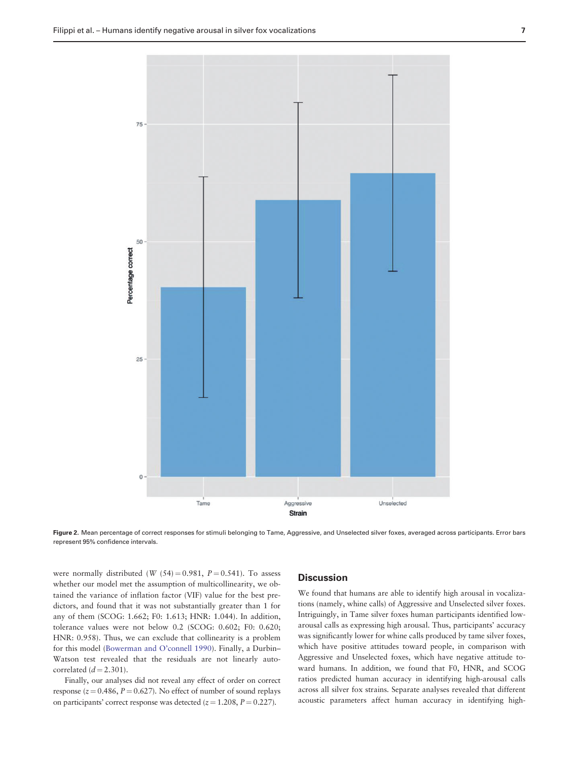Figure 2. Mean percentage of correct responses for stimuli belonging to Tame, Aggressive, and Unselected silver foxes, averaged across participants. Error bars represent 95% confidence intervals.

were normally distributed ($W$ (54) = 0.981, $P$ = 0.541). To assess whether our model met the assumption of multicollinearity, we obtained the variance of inflation factor (VIF) value for the best predictors, and found that it was not substantially greater than 1 for any of them (SCOG: 1.662; F0: 1.613; HNR: 1.044). In addition, tolerance values were not below 0.2 (SCOG: 0.602; F0: 0.620; HNR: 0.958). Thus, we can exclude that collinearity is a problem for this model (Bowerman and O'connell 1990). Finally, a Durbin–Watson test revealed that the residuals are not linearly autocorrelated ($d$ = 2.301).

Finally, our analyses did not reveal any effect of order on correct response ($z$ = 0.486, $P$ = 0.627). No effect of number of sound replays on participants' correct response was detected ($z$ = 1.208, $P$ = 0.227).

## Discussion

We found that humans are able to identify high arousal in vocalizations (namely, whine calls) of Aggressive and Unselected silver foxes. Intriguingly, in Tame silver foxes human participants identified low-arousal calls as expressing high arousal. Thus, participants' accuracy was significantly lower for whine calls produced by tame silver foxes, which have positive attitudes toward people, in comparison with Aggressive and Unselected foxes, which have negative attitude toward humans. In addition, we found that F0, HNR, and SCOG ratios predicted human accuracy in identifying high-arousal calls across all silver fox strains. Separate analyses revealed that different acoustic parameters affect human accuracy in identifying high-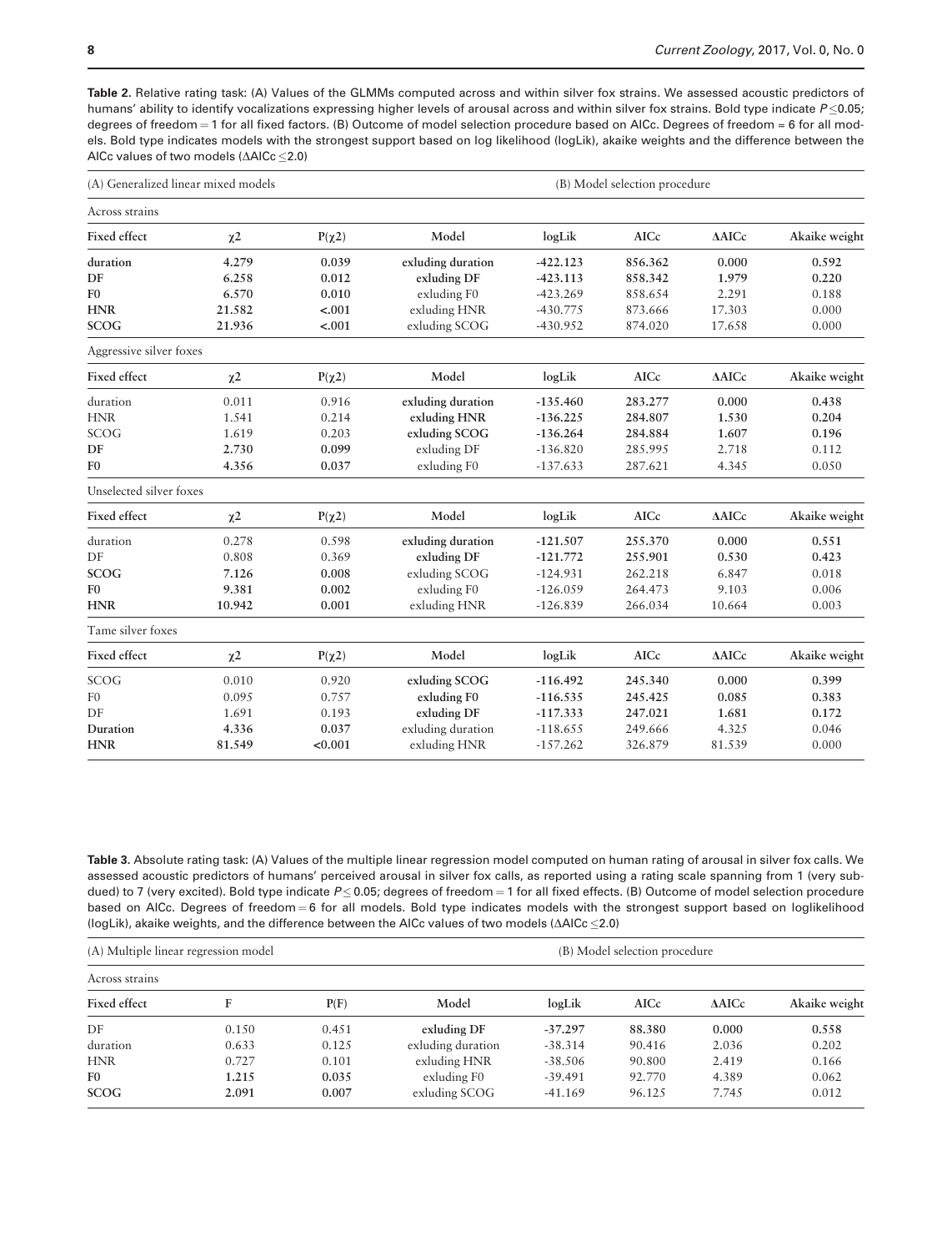**Table 2.** Relative rating task: (A) Values of the GLMMs computed across and within silver fox strains. We assessed acoustic predictors of humans' ability to identify vocalizations expressing higher levels of arousal across and within silver fox strains. Bold type indicate $P \leq 0.05$; degrees of freedom = 1 for all fixed factors. (B) Outcome of model selection procedure based on AICc. Degrees of freedom = 6 for all models. Bold type indicates models with the strongest support based on log likelihood (logLik), akaike weights and the difference between the AICc values of two models ($\Delta$AICc $\leq$2.0)

| (A) Generalized linear mixed models | | | (B) Model selection procedure | | | | |
|---|---|---|---|---|---|---|---|
| Across strains | | | | | | | |
| Fixed effect | $\chi2$ | $P(\chi2)$ | Model | logLik | AICc | $\Delta$AICc | Akaike weight |
| **duration** | **4.279** | **0.039** | **exluding duration** | **-422.123** | **856.362** | **0.000** | **0.592** |
| **DF** | **6.258** | **0.012** | **exluding DF** | **-423.113** | **858.342** | **1.979** | **0.220** |
| **F0** | **6.570** | **0.010** | exluding F0 | -423.269 | 858.654 | 2.291 | 0.188 |
| **HNR** | **21.582** | **<.001** | exluding HNR | -430.775 | 873.666 | 17.303 | 0.000 |
| **SCOG** | **21.936** | **<.001** | exluding SCOG | -430.952 | 874.020 | 17.658 | 0.000 |
| Aggressive silver foxes | | | | | | | |
| Fixed effect | $\chi2$ | $P(\chi2)$ | Model | logLik | AICc | $\Delta$AICc | Akaike weight |
| duration | 0.011 | 0.916 | **exluding duration** | **-135.460** | **283.277** | **0.000** | **0.438** |
| HNR | 1.541 | 0.214 | **exluding HNR** | **-136.225** | **284.807** | **1.530** | **0.204** |
| SCOG | 1.619 | 0.203 | **exluding SCOG** | **-136.264** | **284.884** | **1.607** | **0.196** |
| **DF** | **2.730** | **0.099** | exluding DF | -136.820 | 285.995 | 2.718 | 0.112 |
| **F0** | **4.356** | **0.037** | exluding F0 | -137.633 | 287.621 | 4.345 | 0.050 |
| Unselected silver foxes | | | | | | | |
| Fixed effect | $\chi2$ | $P(\chi2)$ | Model | logLik | AICc | $\Delta$AICc | Akaike weight |
| duration | 0.278 | 0.598 | **exluding duration** | **-121.507** | **255.370** | **0.000** | **0.551** |
| DF | 0.808 | 0.369 | **exluding DF** | **-121.772** | **255.901** | **0.530** | **0.423** |
| **SCOG** | **7.126** | **0.008** | exluding SCOG | -124.931 | 262.218 | 6.847 | 0.018 |
| **F0** | **9.381** | **0.002** | exluding F0 | -126.059 | 264.473 | 9.103 | 0.006 |
| **HNR** | **10.942** | **0.001** | exluding HNR | -126.839 | 266.034 | 10.664 | 0.003 |
| Tame silver foxes | | | | | | | |
| Fixed effect | $\chi2$ | $P(\chi2)$ | Model | logLik | AICc | $\Delta$AICc | Akaike weight |
| SCOG | 0.010 | 0.920 | **exluding SCOG** | **-116.492** | **245.340** | **0.000** | **0.399** |
| F0 | 0.095 | 0.757 | **exluding F0** | **-116.535** | **245.425** | **0.085** | **0.383** |
| DF | 1.691 | 0.193 | **exluding DF** | **-117.333** | **247.021** | **1.681** | **0.172** |
| **Duration** | **4.336** | **0.037** | exluding duration | -118.655 | 249.666 | 4.325 | 0.046 |
| **HNR** | **81.549** | **<0.001** | exluding HNR | -157.262 | 326.879 | 81.539 | 0.000 |

**Table 3.** Absolute rating task: (A) Values of the multiple linear regression model computed on human rating of arousal in silver fox calls. We assessed acoustic predictors of humans' perceived arousal in silver fox calls, as reported using a rating scale spanning from 1 (very subdued) to 7 (very excited). Bold type indicate $P \leq 0.05$; degrees of freedom = 1 for all fixed effects. (B) Outcome of model selection procedure based on AICc. Degrees of freedom = 6 for all models. Bold type indicates models with the strongest support based on loglikelihood (logLik), akaike weights, and the difference between the AICc values of two models ($\Delta$AICc $\leq$2.0)

| (A) Multiple linear regression model | | | (B) Model selection procedure | | | | |
|---|---|---|---|---|---|---|---|
| Across strains | | | | | | | |
| Fixed effect | F | P(F) | Model | logLik | AICc | $\Delta$AICc | Akaike weight |
| DF | 0.150 | 0.451 | **exluding DF** | **-37.297** | **88.380** | **0.000** | **0.558** |
| duration | 0.633 | 0.125 | exluding duration | -38.314 | 90.416 | 2.036 | 0.202 |
| HNR | 0.727 | 0.101 | exluding HNR | -38.506 | 90.800 | 2.419 | 0.166 |
| **F0** | **1.215** | **0.035** | exluding F0 | -39.491 | 92.770 | 4.389 | 0.062 |
| **SCOG** | **2.091** | **0.007** | exluding SCOG | -41.169 | 96.125 | 7.745 | 0.012 |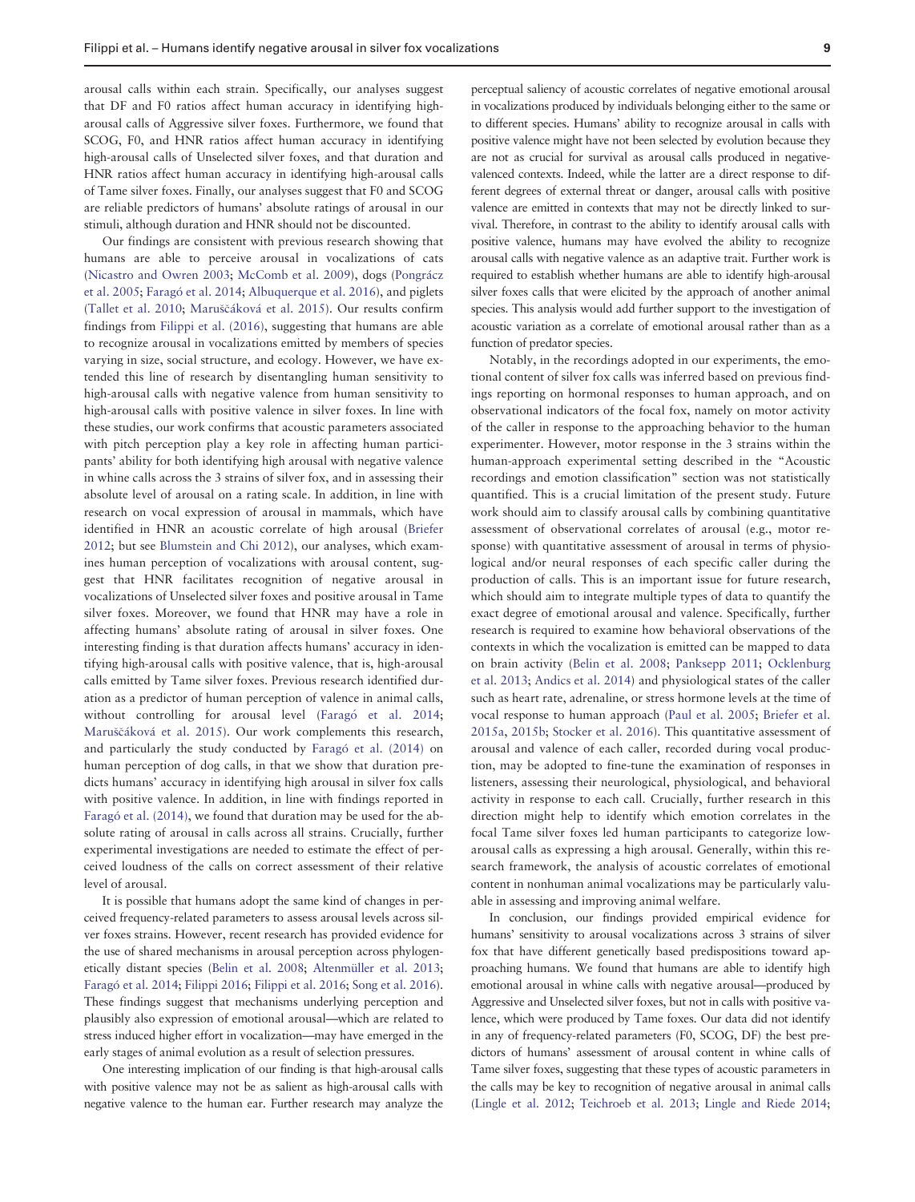arousal calls within each strain. Specifically, our analyses suggest that DF and F0 ratios affect human accuracy in identifying high-arousal calls of Aggressive silver foxes. Furthermore, we found that SCOG, F0, and HNR ratios affect human accuracy in identifying high-arousal calls of Unselected silver foxes, and that duration and HNR ratios affect human accuracy in identifying high-arousal calls of Tame silver foxes. Finally, our analyses suggest that F0 and SCOG are reliable predictors of humans' absolute ratings of arousal in our stimuli, although duration and HNR should not be discounted.

Our findings are consistent with previous research showing that humans are able to perceive arousal in vocalizations of cats (Nicastro and Owren 2003; McComb et al. 2009), dogs (Pongrácz et al. 2005; Faragó et al. 2014; Albuquerque et al. 2016), and piglets (Tallet et al. 2010; Maruščáková et al. 2015). Our results confirm findings from Filippi et al. (2016), suggesting that humans are able to recognize arousal in vocalizations emitted by members of species varying in size, social structure, and ecology. However, we have extended this line of research by disentangling human sensitivity to high-arousal calls with negative valence from human sensitivity to high-arousal calls with positive valence in silver foxes. In line with these studies, our work confirms that acoustic parameters associated with pitch perception play a key role in affecting human participants' ability for both identifying high arousal with negative valence in whine calls across the 3 strains of silver fox, and in assessing their absolute level of arousal on a rating scale. In addition, in line with research on vocal expression of arousal in mammals, which have identified in HNR an acoustic correlate of high arousal (Briefer 2012; but see Blumstein and Chi 2012), our analyses, which examines human perception of vocalizations with arousal content, suggest that HNR facilitates recognition of negative arousal in vocalizations of Unselected silver foxes and positive arousal in Tame silver foxes. Moreover, we found that HNR may have a role in affecting humans' absolute rating of arousal in silver foxes. One interesting finding is that duration affects humans' accuracy in identifying high-arousal calls with positive valence, that is, high-arousal calls emitted by Tame silver foxes. Previous research identified duration as a predictor of human perception of valence in animal calls, without controlling for arousal level (Faragó et al. 2014; Maruščáková et al. 2015). Our work complements this research, and particularly the study conducted by Faragó et al. (2014) on human perception of dog calls, in that we show that duration predicts humans' accuracy in identifying high arousal in silver fox calls with positive valence. In addition, in line with findings reported in Faragó et al. (2014), we found that duration may be used for the absolute rating of arousal in calls across all strains. Crucially, further experimental investigations are needed to estimate the effect of perceived loudness of the calls on correct assessment of their relative level of arousal.

It is possible that humans adopt the same kind of changes in perceived frequency-related parameters to assess arousal levels across silver foxes strains. However, recent research has provided evidence for the use of shared mechanisms in arousal perception across phylogenetically distant species (Belin et al. 2008; Altenmüller et al. 2013; Faragó et al. 2014; Filippi 2016; Filippi et al. 2016; Song et al. 2016). These findings suggest that mechanisms underlying perception and plausibly also expression of emotional arousal—which are related to stress induced higher effort in vocalization—may have emerged in the early stages of animal evolution as a result of selection pressures.

One interesting implication of our finding is that high-arousal calls with positive valence may not be as salient as high-arousal calls with negative valence to the human ear. Further research may analyze the perceptual saliency of acoustic correlates of negative emotional arousal in vocalizations produced by individuals belonging either to the same or to different species. Humans' ability to recognize arousal in calls with positive valence might have not been selected by evolution because they are not as crucial for survival as arousal calls produced in negative-valenced contexts. Indeed, while the latter are a direct response to different degrees of external threat or danger, arousal calls with positive valence are emitted in contexts that may not be directly linked to survival. Therefore, in contrast to the ability to identify arousal calls with positive valence, humans may have evolved the ability to recognize arousal calls with negative valence as an adaptive trait. Further work is required to establish whether humans are able to identify high-arousal silver foxes calls that were elicited by the approach of another animal species. This analysis would add further support to the investigation of acoustic variation as a correlate of emotional arousal rather than as a function of predator species.

Notably, in the recordings adopted in our experiments, the emotional content of silver fox calls was inferred based on previous findings reporting on hormonal responses to human approach, and on observational indicators of the focal fox, namely on motor activity of the caller in response to the approaching behavior to the human experimenter. However, motor response in the 3 strains within the human-approach experimental setting described in the "Acoustic recordings and emotion classification" section was not statistically quantified. This is a crucial limitation of the present study. Future work should aim to classify arousal calls by combining quantitative assessment of observational correlates of arousal (e.g., motor response) with quantitative assessment of arousal in terms of physiological and/or neural responses of each specific caller during the production of calls. This is an important issue for future research, which should aim to integrate multiple types of data to quantify the exact degree of emotional arousal and valence. Specifically, further research is required to examine how behavioral observations of the contexts in which the vocalization is emitted can be mapped to data on brain activity (Belin et al. 2008; Panksepp 2011; Ocklenburg et al. 2013; Andics et al. 2014) and physiological states of the caller such as heart rate, adrenaline, or stress hormone levels at the time of vocal response to human approach (Paul et al. 2005; Briefer et al. 2015a, 2015b; Stocker et al. 2016). This quantitative assessment of arousal and valence of each caller, recorded during vocal production, may be adopted to fine-tune the examination of responses in listeners, assessing their neurological, physiological, and behavioral activity in response to each call. Crucially, further research in this direction might help to identify which emotion correlates in the focal Tame silver foxes led human participants to categorize low-arousal calls as expressing a high arousal. Generally, within this research framework, the analysis of acoustic correlates of emotional content in nonhuman animal vocalizations may be particularly valuable in assessing and improving animal welfare.

In conclusion, our findings provided empirical evidence for humans' sensitivity to arousal vocalizations across 3 strains of silver fox that have different genetically based predispositions toward approaching humans. We found that humans are able to identify high emotional arousal in whine calls with negative arousal—produced by Aggressive and Unselected silver foxes, but not in calls with positive valence, which were produced by Tame foxes. Our data did not identify in any of frequency-related parameters (F0, SCOG, DF) the best predictors of humans' assessment of arousal content in whine calls of Tame silver foxes, suggesting that these types of acoustic parameters in the calls may be key to recognition of negative arousal in animal calls (Lingle et al. 2012; Teichroeb et al. 2013; Lingle and Riede 2014;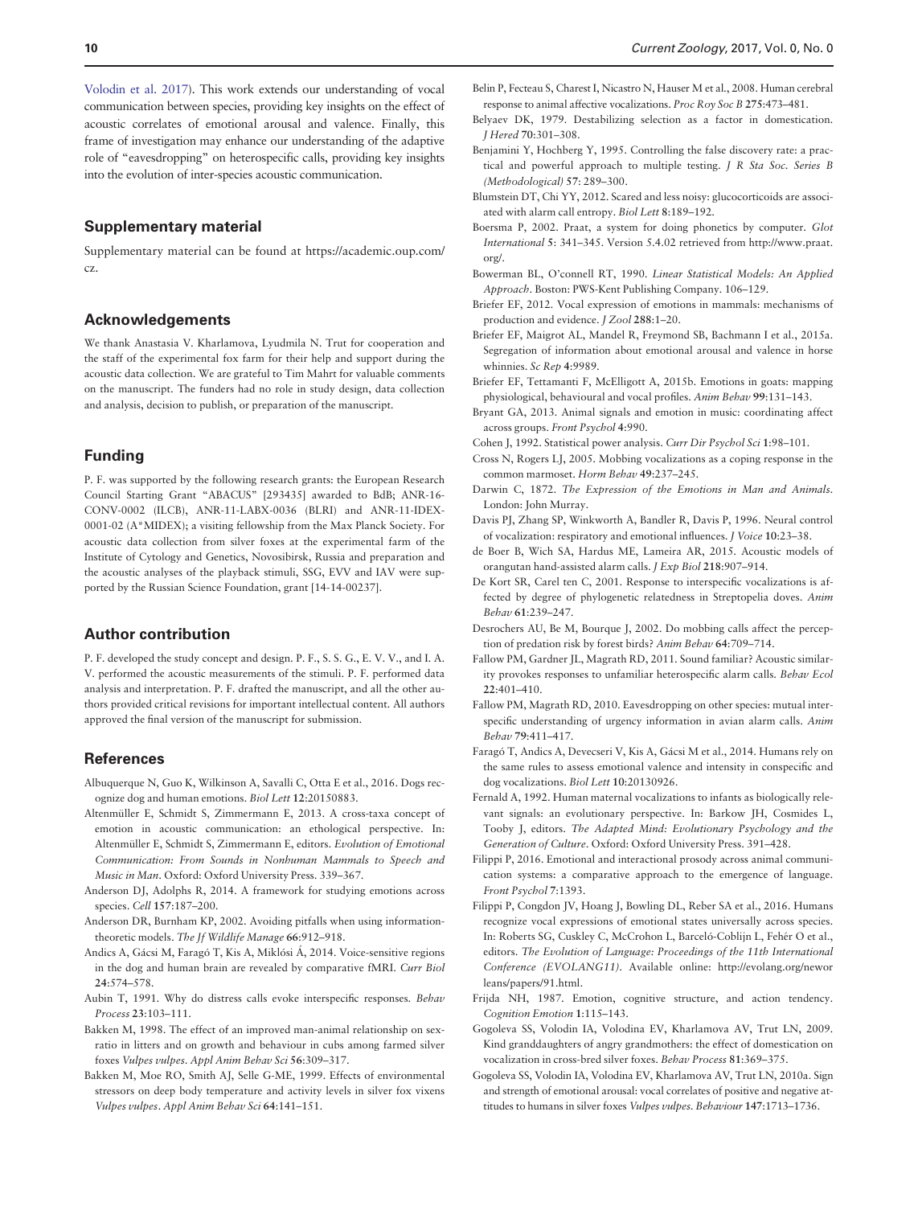Volodin et al. 2017). This work extends our understanding of vocal communication between species, providing key insights on the effect of acoustic correlates of emotional arousal and valence. Finally, this frame of investigation may enhance our understanding of the adaptive role of "eavesdropping" on heterospecific calls, providing key insights into the evolution of inter-species acoustic communication.

## Supplementary material

Supplementary material can be found at https://academic.oup.com/cz.

## Acknowledgements

We thank Anastasia V. Kharlamova, Lyudmila N. Trut for cooperation and the staff of the experimental fox farm for their help and support during the acoustic data collection. We are grateful to Tim Mahrt for valuable comments on the manuscript. The funders had no role in study design, data collection and analysis, decision to publish, or preparation of the manuscript.

## Funding

P. F. was supported by the following research grants: the European Research Council Starting Grant "ABACUS" [293435] awarded to BdB; ANR-16-CONV-0002 (ILCB), ANR-11-LABX-0036 (BLRI) and ANR-11-IDEX-0001-02 (A*MIDEX); a visiting fellowship from the Max Planck Society. For acoustic data collection from silver foxes at the experimental farm of the Institute of Cytology and Genetics, Novosibirsk, Russia and preparation and the acoustic analyses of the playback stimuli, SSG, EVV and IAV were supported by the Russian Science Foundation, grant [14-14-00237].

## Author contribution

P. F. developed the study concept and design. P. F., S. S. G., E. V. V., and I. A. V. performed the acoustic measurements of the stimuli. P. F. performed data analysis and interpretation. P. F. drafted the manuscript, and all the other authors provided critical revisions for important intellectual content. All authors approved the final version of the manuscript for submission.

## References

Albuquerque N, Guo K, Wilkinson A, Savalli C, Otta E et al., 2016. Dogs recognize dog and human emotions. *Biol Lett* **12**:20150883.

Altenmüller E, Schmidt S, Zimmermann E, 2013. A cross-taxa concept of emotion in acoustic communication: an ethological perspective. In: Altenmüller E, Schmidt S, Zimmermann E, editors. *Evolution of Emotional Communication: From Sounds in Nonhuman Mammals to Speech and Music in Man*. Oxford: Oxford University Press. 339–367.

Anderson DJ, Adolphs R, 2014. A framework for studying emotions across species. *Cell* **157**:187–200.

Anderson DR, Burnham KP, 2002. Avoiding pitfalls when using information-theoretic models. *The Jf Wildlife Manage* **66**:912–918.

Andics A, Gácsi M, Faragó T, Kis A, Miklósi Á, 2014. Voice-sensitive regions in the dog and human brain are revealed by comparative fMRI. *Curr Biol* **24**:574–578.

Aubin T, 1991. Why do distress calls evoke interspecific responses. *Behav Process* **23**:103–111.

Bakken M, 1998. The effect of an improved man-animal relationship on sex-ratio in litters and on growth and behaviour in cubs among farmed silver foxes *Vulpes vulpes*. *Appl Anim Behav Sci* **56**:309–317.

Bakken M, Moe RO, Smith AJ, Selle G-ME, 1999. Effects of environmental stressors on deep body temperature and activity levels in silver fox vixens *Vulpes vulpes*. *Appl Anim Behav Sci* **64**:141–151.

Belin P, Fecteau S, Charest I, Nicastro N, Hauser M et al., 2008. Human cerebral response to animal affective vocalizations. *Proc Roy Soc B* **275**:473–481.

Belyaev DK, 1979. Destabilizing selection as a factor in domestication. *J Hered* **70**:301–308.

Benjamini Y, Hochberg Y, 1995. Controlling the false discovery rate: a practical and powerful approach to multiple testing. *J R Sta Soc. Series B (Methodological)* **57**: 289–300.

Blumstein DT, Chi YY, 2012. Scared and less noisy: glucocorticoids are associated with alarm call entropy. *Biol Lett* **8**:189–192.

Boersma P, 2002. Praat, a system for doing phonetics by computer. *Glot International* **5**: 341–345. Version 5.4.02 retrieved from http://www.praat.org/.

Bowerman BL, O'connell RT, 1990. *Linear Statistical Models: An Applied Approach*. Boston: PWS-Kent Publishing Company. 106–129.

Briefer EF, 2012. Vocal expression of emotions in mammals: mechanisms of production and evidence. *J Zool* **288**:1–20.

Briefer EF, Maigrot AL, Mandel R, Freymond SB, Bachmann I et al., 2015a. Segregation of information about emotional arousal and valence in horse whinnies. *Sc Rep* **4**:9989.

Briefer EF, Tettamanti F, McElligott A, 2015b. Emotions in goats: mapping physiological, behavioural and vocal profiles. *Anim Behav* **99**:131–143.

Bryant GA, 2013. Animal signals and emotion in music: coordinating affect across groups. *Front Psychol* **4**:990.

Cohen J, 1992. Statistical power analysis. *Curr Dir Psychol Sci* **1**:98–101.

Cross N, Rogers LJ, 2005. Mobbing vocalizations as a coping response in the common marmoset. *Horm Behav* **49**:237–245.

Darwin C, 1872. *The Expression of the Emotions in Man and Animals*. London: John Murray.

Davis PJ, Zhang SP, Winkworth A, Bandler R, Davis P, 1996. Neural control of vocalization: respiratory and emotional influences. *J Voice* **10**:23–38.

de Boer B, Wich SA, Hardus ME, Lameira AR, 2015. Acoustic models of orangutan hand-assisted alarm calls. *J Exp Biol* **218**:907–914.

De Kort SR, Carel ten C, 2001. Response to interspecific vocalizations is affected by degree of phylogenetic relatedness in Streptopelia doves. *Anim Behav* **61**:239–247.

Desrochers AU, Be M, Bourque J, 2002. Do mobbing calls affect the perception of predation risk by forest birds? *Anim Behav* **64**:709–714.

Fallow PM, Gardner JL, Magrath RD, 2011. Sound familiar? Acoustic similarity provokes responses to unfamiliar heterospecific alarm calls. *Behav Ecol* **22**:401–410.

Fallow PM, Magrath RD, 2010. Eavesdropping on other species: mutual interspecific understanding of urgency information in avian alarm calls. *Anim Behav* **79**:411–417.

Faragó T, Andics A, Devecseri V, Kis A, Gácsi M et al., 2014. Humans rely on the same rules to assess emotional valence and intensity in conspecific and dog vocalizations. *Biol Lett* **10**:20130926.

Fernald A, 1992. Human maternal vocalizations to infants as biologically relevant signals: an evolutionary perspective. In: Barkow JH, Cosmides L, Tooby J, editors. *The Adapted Mind: Evolutionary Psychology and the Generation of Culture*. Oxford: Oxford University Press. 391–428.

Filippi P, 2016. Emotional and interactional prosody across animal communication systems: a comparative approach to the emergence of language. *Front Psychol* **7**:1393.

Filippi P, Congdon JV, Hoang J, Bowling DL, Reber SA et al., 2016. Humans recognize vocal expressions of emotional states universally across species. In: Roberts SG, Cuskley C, McCrohon L, Barceló-Coblijn L, Fehér O et al., editors. *The Evolution of Language: Proceedings of the 11th International Conference (EVOLANG11)*. Available online: http://evolang.org/neworleans/papers/91.html.

Frijda NH, 1987. Emotion, cognitive structure, and action tendency. *Cognition Emotion* **1**:115–143.

Gogoleva SS, Volodin IA, Volodina EV, Kharlamova AV, Trut LN, 2009. Kind granddaughters of angry grandmothers: the effect of domestication on vocalization in cross-bred silver foxes. *Behav Process* **81**:369–375.

Gogoleva SS, Volodin IA, Volodina EV, Kharlamova AV, Trut LN, 2010a. Sign and strength of emotional arousal: vocal correlates of positive and negative attitudes to humans in silver foxes *Vulpes vulpes*. *Behaviour* **147**:1713–1736.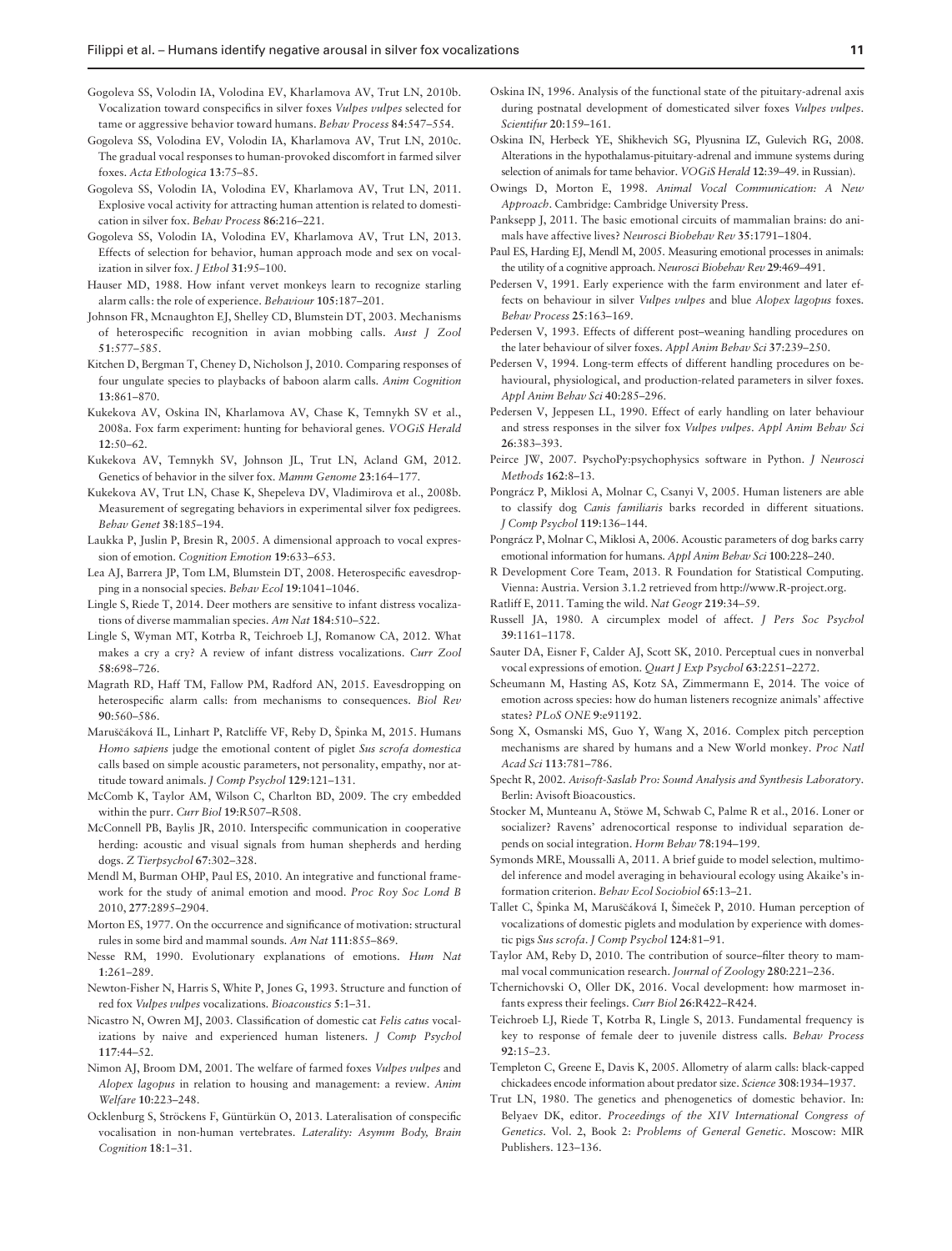Gogoleva SS, Volodin IA, Volodina EV, Kharlamova AV, Trut LN, 2010b. Vocalization toward conspecifics in silver foxes *Vulpes vulpes* selected for tame or aggressive behavior toward humans. *Behav Process* **84**:547–554.

Gogoleva SS, Volodina EV, Volodin IA, Kharlamova AV, Trut LN, 2010c. The gradual vocal responses to human-provoked discomfort in farmed silver foxes. *Acta Ethologica* **13**:75–85.

Gogoleva SS, Volodin IA, Volodina EV, Kharlamova AV, Trut LN, 2011. Explosive vocal activity for attracting human attention is related to domestication in silver fox. *Behav Process* **86**:216–221.

Gogoleva SS, Volodin IA, Volodina EV, Kharlamova AV, Trut LN, 2013. Effects of selection for behavior, human approach mode and sex on vocalization in silver fox. *J Ethol* **31**:95–100.

Hauser MD, 1988. How infant vervet monkeys learn to recognize starling alarm calls: the role of experience. *Behaviour* **105**:187–201.

Johnson FR, Mcnaughton EJ, Shelley CD, Blumstein DT, 2003. Mechanisms of heterospecific recognition in avian mobbing calls. *Aust J Zool* **51**:577–585.

Kitchen D, Bergman T, Cheney D, Nicholson J, 2010. Comparing responses of four ungulate species to playbacks of baboon alarm calls. *Anim Cognition* **13**:861–870.

Kukekova AV, Oskina IN, Kharlamova AV, Chase K, Temnykh SV et al., 2008a. Fox farm experiment: hunting for behavioral genes. *VOGiS Herald* **12**:50–62.

Kukekova AV, Temnykh SV, Johnson JL, Trut LN, Acland GM, 2012. Genetics of behavior in the silver fox. *Mamm Genome* **23**:164–177.

Kukekova AV, Trut LN, Chase K, Shepeleva DV, Vladimirova et al., 2008b. Measurement of segregating behaviors in experimental silver fox pedigrees. *Behav Genet* **38**:185–194.

Laukka P, Juslin P, Bresin R, 2005. A dimensional approach to vocal expression of emotion. *Cognition Emotion* **19**:633–653.

Lea AJ, Barrera JP, Tom LM, Blumstein DT, 2008. Heterospecific eavesdropping in a nonsocial species. *Behav Ecol* **19**:1041–1046.

Lingle S, Riede T, 2014. Deer mothers are sensitive to infant distress vocalizations of diverse mammalian species. *Am Nat* **184**:510–522.

Lingle S, Wyman MT, Kotrba R, Teichroeb LJ, Romanow CA, 2012. What makes a cry a cry? A review of infant distress vocalizations. *Curr Zool* **58**:698–726.

Magrath RD, Haff TM, Fallow PM, Radford AN, 2015. Eavesdropping on heterospecific alarm calls: from mechanisms to consequences. *Biol Rev* **90**:560–586.

Maruščáková IL, Linhart P, Ratcliffe VF, Reby D, Špinka M, 2015. Humans *Homo sapiens* judge the emotional content of piglet *Sus scrofa domestica* calls based on simple acoustic parameters, not personality, empathy, nor attitude toward animals. *J Comp Psychol* **129**:121–131.

McComb K, Taylor AM, Wilson C, Charlton BD, 2009. The cry embedded within the purr. *Curr Biol* **19**:R507–R508.

McConnell PB, Baylis JR, 2010. Interspecific communication in cooperative herding: acoustic and visual signals from human shepherds and herding dogs. *Z Tierpsychol* **67**:302–328.

Mendl M, Burman OHP, Paul ES, 2010. An integrative and functional framework for the study of animal emotion and mood. *Proc Roy Soc Lond B* 2010, **277**:2895–2904.

Morton ES, 1977. On the occurrence and significance of motivation: structural rules in some bird and mammal sounds. *Am Nat* **111**:855–869.

Nesse RM, 1990. Evolutionary explanations of emotions. *Hum Nat* **1**:261–289.

Newton-Fisher N, Harris S, White P, Jones G, 1993. Structure and function of red fox *Vulpes vulpes* vocalizations. *Bioacoustics* **5**:1–31.

Nicastro N, Owren MJ, 2003. Classification of domestic cat *Felis catus* vocalizations by naive and experienced human listeners. *J Comp Psychol* **117**:44–52.

Nimon AJ, Broom DM, 2001. The welfare of farmed foxes *Vulpes vulpes* and *Alopex lagopus* in relation to housing and management: a review. *Anim Welfare* **10**:223–248.

Ocklenburg S, Ströckens F, Güntürkün O, 2013. Lateralisation of conspecific vocalisation in non-human vertebrates. *Laterality: Asymm Body, Brain Cognition* **18**:1–31.

Oskina IN, 1996. Analysis of the functional state of the pituitary-adrenal axis during postnatal development of domesticated silver foxes *Vulpes vulpes*. *Scientifur* **20**:159–161.

Oskina IN, Herbeck YE, Shikhevich SG, Plyusnina IZ, Gulevich RG, 2008. Alterations in the hypothalamus-pituitary-adrenal and immune systems during selection of animals for tame behavior. *VOGiS Herald* **12**:39–49. in Russian).

Owings D, Morton E, 1998. *Animal Vocal Communication: A New Approach*. Cambridge: Cambridge University Press.

Panksepp J, 2011. The basic emotional circuits of mammalian brains: do animals have affective lives? *Neurosci Biobehav Rev* **35**:1791–1804.

Paul ES, Harding EJ, Mendl M, 2005. Measuring emotional processes in animals: the utility of a cognitive approach. *Neurosci Biobehav Rev* **29**:469–491.

Pedersen V, 1991. Early experience with the farm environment and later effects on behaviour in silver *Vulpes vulpes* and blue *Alopex lagopus* foxes. *Behav Process* **25**:163–169.

Pedersen V, 1993. Effects of different post–weaning handling procedures on the later behaviour of silver foxes. *Appl Anim Behav Sci* **37**:239–250.

Pedersen V, 1994. Long-term effects of different handling procedures on behavioural, physiological, and production-related parameters in silver foxes. *Appl Anim Behav Sci* **40**:285–296.

Pedersen V, Jeppesen LL, 1990. Effect of early handling on later behaviour and stress responses in the silver fox *Vulpes vulpes*. *Appl Anim Behav Sci* **26**:383–393.

Peirce JW, 2007. PsychoPy:psychophysics software in Python. *J Neurosci Methods* **162**:8–13.

Pongrácz P, Miklosi A, Molnar C, Csanyi V, 2005. Human listeners are able to classify dog *Canis familiaris* barks recorded in different situations. *J Comp Psychol* **119**:136–144.

Pongrácz P, Molnar C, Miklosi A, 2006. Acoustic parameters of dog barks carry emotional information for humans. *Appl Anim Behav Sci* **100**:228–240.

R Development Core Team, 2013. R Foundation for Statistical Computing. Vienna: Austria. Version 3.1.2 retrieved from http://www.R-project.org.

Ratliff E, 2011. Taming the wild. *Nat Geogr* **219**:34–59.

Russell JA, 1980. A circumplex model of affect. *J Pers Soc Psychol* **39**:1161–1178.

Sauter DA, Eisner F, Calder AJ, Scott SK, 2010. Perceptual cues in nonverbal vocal expressions of emotion. *Quart J Exp Psychol* **63**:2251–2272.

Scheumann M, Hasting AS, Kotz SA, Zimmermann E, 2014. The voice of emotion across species: how do human listeners recognize animals' affective states? *PLoS ONE* **9**:e91192.

Song X, Osmanski MS, Guo Y, Wang X, 2016. Complex pitch perception mechanisms are shared by humans and a New World monkey. *Proc Natl Acad Sci* **113**:781–786.

Specht R, 2002. *Avisoft-Saslab Pro: Sound Analysis and Synthesis Laboratory*. Berlin: Avisoft Bioacoustics.

Stocker M, Munteanu A, Stöwe M, Schwab C, Palme R et al., 2016. Loner or socializer? Ravens' adrenocortical response to individual separation depends on social integration. *Horm Behav* **78**:194–199.

Symonds MRE, Moussalli A, 2011. A brief guide to model selection, multimodel inference and model averaging in behavioural ecology using Akaike's information criterion. *Behav Ecol Sociobiol* **65**:13–21.

Tallet C, Špinka M, Maruščáková I, Šimeček P, 2010. Human perception of vocalizations of domestic piglets and modulation by experience with domestic pigs *Sus scrofa*. *J Comp Psychol* **124**:81–91.

Taylor AM, Reby D, 2010. The contribution of source–filter theory to mammal vocal communication research. *Journal of Zoology* **280**:221–236.

Tchernichovski O, Oller DK, 2016. Vocal development: how marmoset infants express their feelings. *Curr Biol* **26**:R422–R424.

Teichroeb LJ, Riede T, Kotrba R, Lingle S, 2013. Fundamental frequency is key to response of female deer to juvenile distress calls. *Behav Process* **92**:15–23.

Templeton C, Greene E, Davis K, 2005. Allometry of alarm calls: black-capped chickadees encode information about predator size. *Science* **308**:1934–1937.

Trut LN, 1980. The genetics and phenogenetics of domestic behavior. In: Belyaev DK, editor. *Proceedings of the XIV International Congress of Genetics*. Vol. 2, Book 2: *Problems of General Genetic*. Moscow: MIR Publishers. 123–136.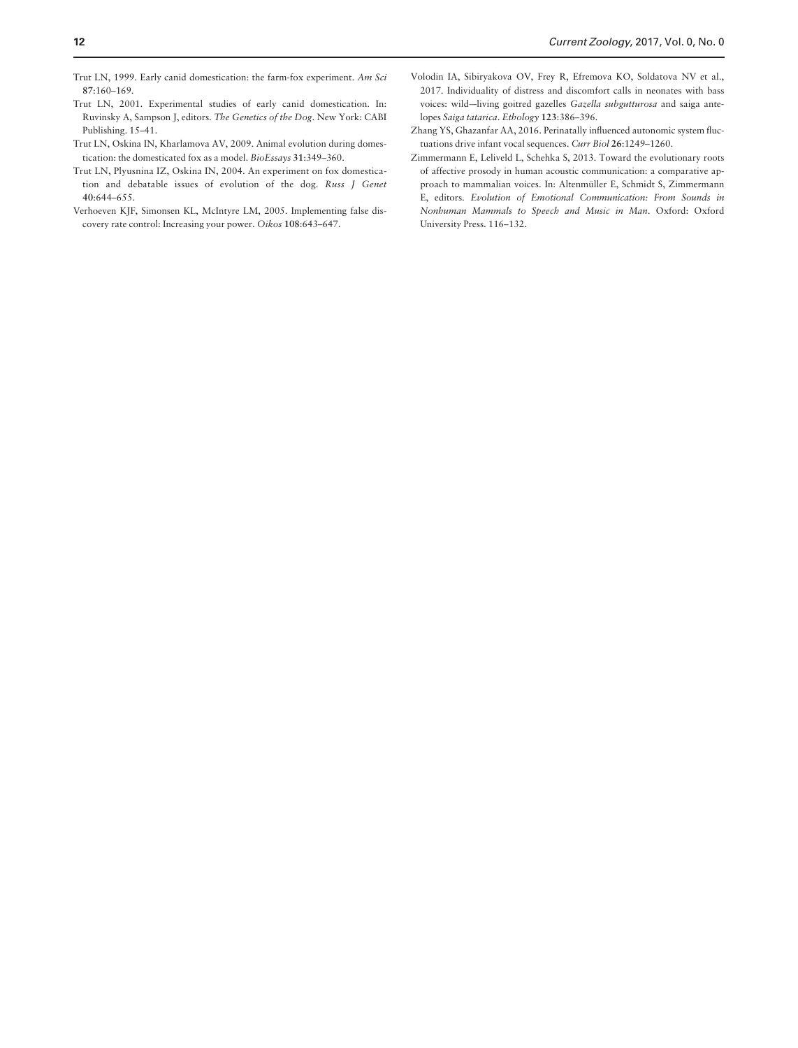Trut LN, 1999. Early canid domestication: the farm-fox experiment. *Am Sci* **87**:160–169.

Trut LN, 2001. Experimental studies of early canid domestication. In: Ruvinsky A, Sampson J, editors. *The Genetics of the Dog*. New York: CABI Publishing. 15–41.

Trut LN, Oskina IN, Kharlamova AV, 2009. Animal evolution during domestication: the domesticated fox as a model. *BioEssays* **31**:349–360.

Trut LN, Plyusnina IZ, Oskina IN, 2004. An experiment on fox domestication and debatable issues of evolution of the dog. *Russ J Genet* **40**:644–655.

Verhoeven KJF, Simonsen KL, McIntyre LM, 2005. Implementing false discovery rate control: Increasing your power. *Oikos* **108**:643–647.

Volodin IA, Sibiryakova OV, Frey R, Efremova KO, Soldatova NV et al., 2017. Individuality of distress and discomfort calls in neonates with bass voices: wild—living goitred gazelles *Gazella subgutturosa* and saiga antelopes *Saiga tatarica*. *Ethology* **123**:386–396.

Zhang YS, Ghazanfar AA, 2016. Perinatally influenced autonomic system fluctuations drive infant vocal sequences. *Curr Biol* **26**:1249–1260.

Zimmermann E, Leliveld L, Schehka S, 2013. Toward the evolutionary roots of affective prosody in human acoustic communication: a comparative approach to mammalian voices. In: Altenmüller E, Schmidt S, Zimmermann E, editors. *Evolution of Emotional Communication: From Sounds in Nonhuman Mammals to Speech and Music in Man*. Oxford: Oxford University Press. 116–132.